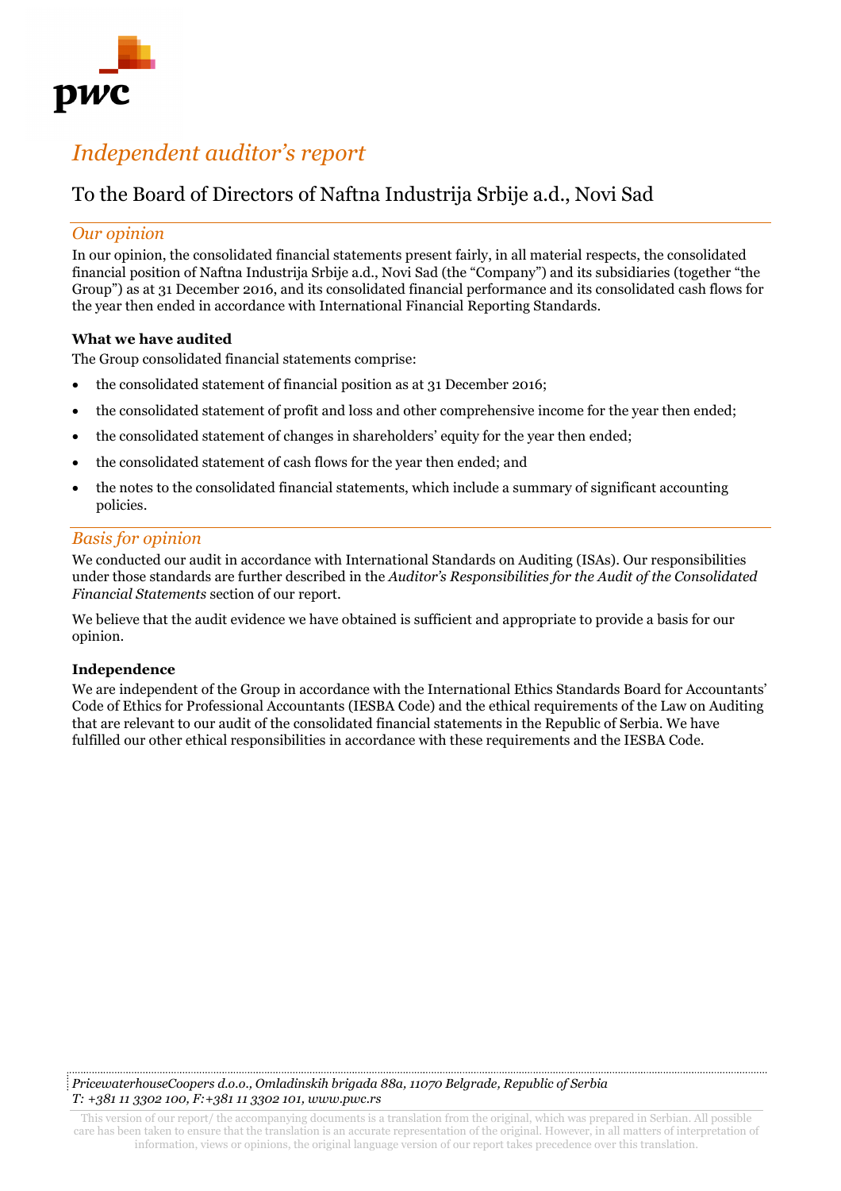# Independent auditor's report

## To the Board of Directors of Naftna Industrija Srbije a.d., Novi Sad

### *Our opinion*

In our opinion, the consolidated financial statements present fairly, in all material respects, the consolidated financial position of Naftna Industrija Srbije a.d., Novi Sad (the "Company") and its subsidiaries (together "the Group") as at 31 December 2016, and its consolidated financial performance and its consolidated cash flows for the year then ended in accordance with International Financial Reporting Standards.

**What we have audited**

The Group consolidated financial statements comprise:

- the consolidated statement of financial position as at 31 December 2016;
- the consolidated statement of profit and loss and other comprehensive income for the year then ended;
- the consolidated statement of changes in shareholders' equity for the year then ended;
- the consolidated statement of cash flows for the year then ended; and
- the notes to the consolidated financial statements, which include a summary of significant accounting policies.

### *Basis for opinion*

We conducted our audit in accordance with International Standards on Auditing (ISAs). Our responsibilities under those standards are further described in the *Auditor's Responsibilities for the Audit of the Consolidated Financial Statements* section of our report.

We believe that the audit evidence we have obtained is sufficient and appropriate to provide a basis for our opinion.

**Independence**

We are independent of the Group in accordance with the International Ethics Standards Board for Accountants' Code of Ethics for Professional Accountants (IESBA Code) and the ethical requirements of the Law on Auditing that are relevant to our audit of the consolidated financial statements in the Republic of Serbia. We have fulfilled our other ethical responsibilities in accordance with these requirements and the IESBA Code.

*PricewaterhouseCoopers d.o.o., Omladinskih brigada 88a, 11070 Belgrade, Republic of Serbia*
*T: +381 11 3302 100, F:+381 11 3302 101, www.pwc.rs*

This version of our report/ the accompanying documents is a translation from the original, which was prepared in Serbian. All possible care has been taken to ensure that the translation is an accurate representation of the original. However, in all matters of interpretation of information, views or opinions, the original language version of our report takes precedence over this translation.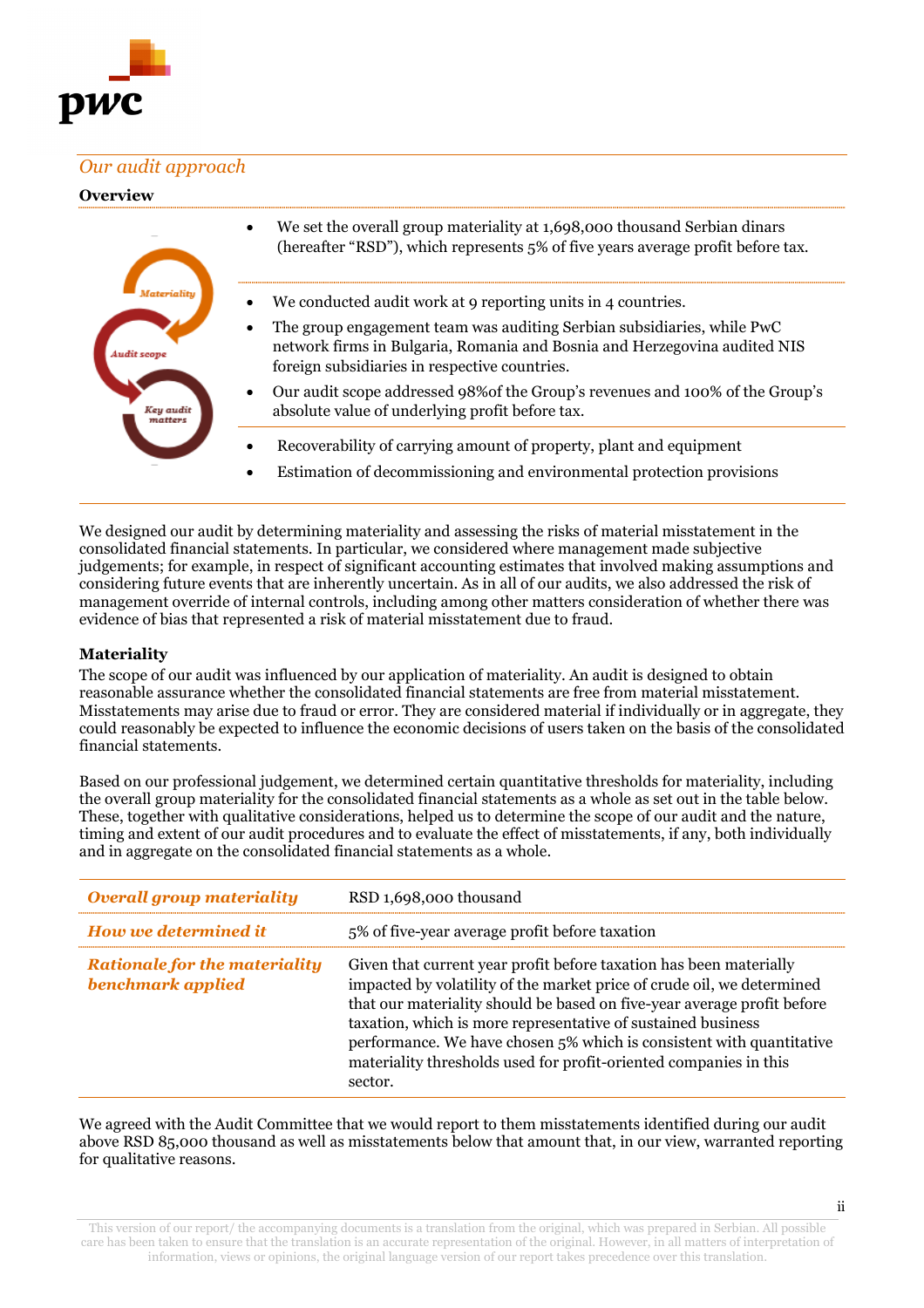## *Our audit approach*

### Overview

Materiality

- We set the overall group materiality at 1,698,000 thousand Serbian dinars (hereafter "RSD"), which represents 5% of five years average profit before tax.

Audit scope

- We conducted audit work at 9 reporting units in 4 countries.
- The group engagement team was auditing Serbian subsidiaries, while PwC network firms in Bulgaria, Romania and Bosnia and Herzegovina audited NIS foreign subsidiaries in respective countries.
- Our audit scope addressed 98%of the Group's revenues and 100% of the Group's absolute value of underlying profit before tax.

Key audit matters

- Recoverability of carrying amount of property, plant and equipment
- Estimation of decommissioning and environmental protection provisions

We designed our audit by determining materiality and assessing the risks of material misstatement in the consolidated financial statements. In particular, we considered where management made subjective judgements; for example, in respect of significant accounting estimates that involved making assumptions and considering future events that are inherently uncertain. As in all of our audits, we also addressed the risk of management override of internal controls, including among other matters consideration of whether there was evidence of bias that represented a risk of material misstatement due to fraud.

### Materiality

The scope of our audit was influenced by our application of materiality. An audit is designed to obtain reasonable assurance whether the consolidated financial statements are free from material misstatement. Misstatements may arise due to fraud or error. They are considered material if individually or in aggregate, they could reasonably be expected to influence the economic decisions of users taken on the basis of the consolidated financial statements.

Based on our professional judgement, we determined certain quantitative thresholds for materiality, including the overall group materiality for the consolidated financial statements as a whole as set out in the table below. These, together with qualitative considerations, helped us to determine the scope of our audit and the nature, timing and extent of our audit procedures and to evaluate the effect of misstatements, if any, both individually and in aggregate on the consolidated financial statements as a whole.

| | |
|---|---|
| ***Overall group materiality*** | RSD 1,698,000 thousand |
| ***How we determined it*** | 5% of five-year average profit before taxation |
| ***Rationale for the materiality benchmark applied*** | Given that current year profit before taxation has been materially impacted by volatility of the market price of crude oil, we determined that our materiality should be based on five-year average profit before taxation, which is more representative of sustained business performance. We have chosen 5% which is consistent with quantitative materiality thresholds used for profit-oriented companies in this sector. |

We agreed with the Audit Committee that we would report to them misstatements identified during our audit above RSD 85,000 thousand as well as misstatements below that amount that, in our view, warranted reporting for qualitative reasons.

This version of our report/ the accompanying documents is a translation from the original, which was prepared in Serbian. All possible care has been taken to ensure that the translation is an accurate representation of the original. However, in all matters of interpretation of information, views or opinions, the original language version of our report takes precedence over this translation.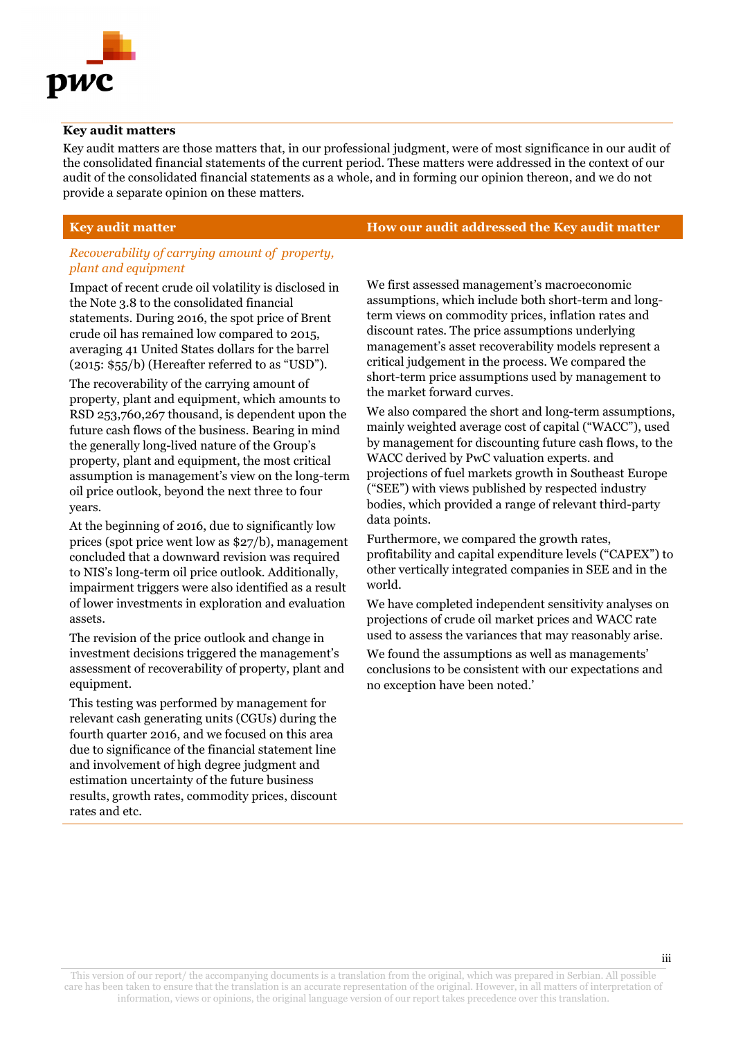**Key audit matters**

Key audit matters are those matters that, in our professional judgment, were of most significance in our audit of the consolidated financial statements of the current period. These matters were addressed in the context of our audit of the consolidated financial statements as a whole, and in forming our opinion thereon, and we do not provide a separate opinion on these matters.

| Key audit matter | How our audit addressed the Key audit matter |
|---|---|
| *Recoverability of carrying amount of property, plant and equipment*<br><br>Impact of recent crude oil volatility is disclosed in the Note 3.8 to the consolidated financial statements. During 2016, the spot price of Brent crude oil has remained low compared to 2015, averaging 41 United States dollars for the barrel (2015: $55/b) (Hereafter referred to as "USD").<br><br>The recoverability of the carrying amount of property, plant and equipment, which amounts to RSD 253,760,267 thousand, is dependent upon the future cash flows of the business. Bearing in mind the generally long-lived nature of the Group's property, plant and equipment, the most critical assumption is management's view on the long-term oil price outlook, beyond the next three to four years.<br><br>At the beginning of 2016, due to significantly low prices (spot price went low as $27/b), management concluded that a downward revision was required to NIS's long-term oil price outlook. Additionally, impairment triggers were also identified as a result of lower investments in exploration and evaluation assets.<br><br>The revision of the price outlook and change in investment decisions triggered the management's assessment of recoverability of property, plant and equipment.<br><br>This testing was performed by management for relevant cash generating units (CGUs) during the fourth quarter 2016, and we focused on this area due to significance of the financial statement line and involvement of high degree judgment and estimation uncertainty of the future business results, growth rates, commodity prices, discount rates and etc. | We first assessed management's macroeconomic assumptions, which include both short-term and long-term views on commodity prices, inflation rates and discount rates. The price assumptions underlying management's asset recoverability models represent a critical judgement in the process. We compared the short-term price assumptions used by management to the market forward curves.<br><br>We also compared the short and long-term assumptions, mainly weighted average cost of capital ("WACC"), used by management for discounting future cash flows, to the WACC derived by PwC valuation experts. and projections of fuel markets growth in Southeast Europe ("SEE") with views published by respected industry bodies, which provided a range of relevant third-party data points.<br><br>Furthermore, we compared the growth rates, profitability and capital expenditure levels ("CAPEX") to other vertically integrated companies in SEE and in the world.<br><br>We have completed independent sensitivity analyses on projections of crude oil market prices and WACC rate used to assess the variances that may reasonably arise.<br><br>We found the assumptions as well as managements' conclusions to be consistent with our expectations and no exception have been noted.' |

This version of our report/ the accompanying documents is a translation from the original, which was prepared in Serbian. All possible care has been taken to ensure that the translation is an accurate representation of the original. However, in all matters of interpretation of information, views or opinions, the original language version of our report takes precedence over this translation.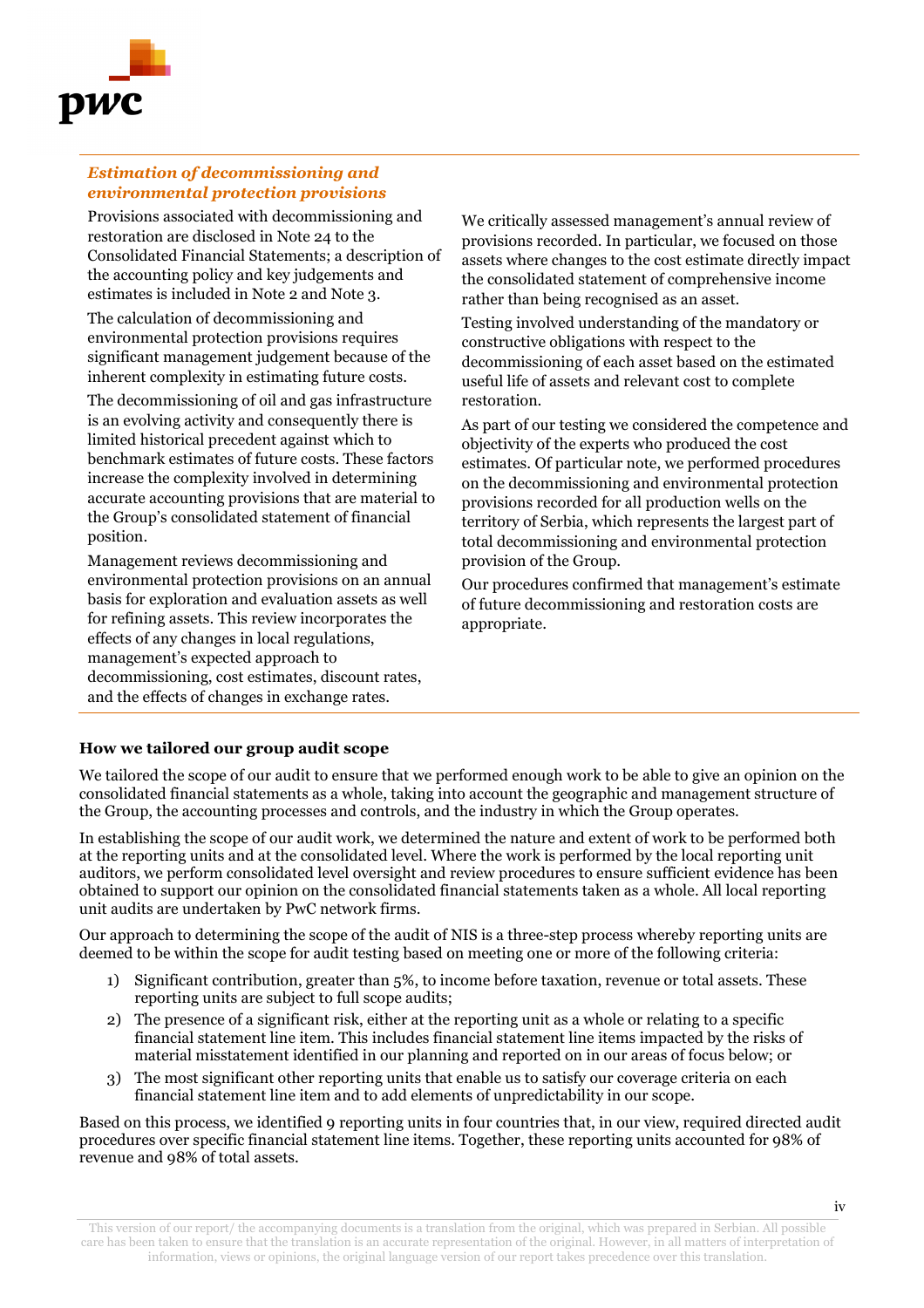***Estimation of decommissioning and environmental protection provisions***

Provisions associated with decommissioning and restoration are disclosed in Note 24 to the Consolidated Financial Statements; a description of the accounting policy and key judgements and estimates is included in Note 2 and Note 3.

The calculation of decommissioning and environmental protection provisions requires significant management judgement because of the inherent complexity in estimating future costs.

The decommissioning of oil and gas infrastructure is an evolving activity and consequently there is limited historical precedent against which to benchmark estimates of future costs. These factors increase the complexity involved in determining accurate accounting provisions that are material to the Group's consolidated statement of financial position.

Management reviews decommissioning and environmental protection provisions on an annual basis for exploration and evaluation assets as well for refining assets. This review incorporates the effects of any changes in local regulations, management's expected approach to decommissioning, cost estimates, discount rates, and the effects of changes in exchange rates.

We critically assessed management's annual review of provisions recorded. In particular, we focused on those assets where changes to the cost estimate directly impact the consolidated statement of comprehensive income rather than being recognised as an asset.

Testing involved understanding of the mandatory or constructive obligations with respect to the decommissioning of each asset based on the estimated useful life of assets and relevant cost to complete restoration.

As part of our testing we considered the competence and objectivity of the experts who produced the cost estimates. Of particular note, we performed procedures on the decommissioning and environmental protection provisions recorded for all production wells on the territory of Serbia, which represents the largest part of total decommissioning and environmental protection provision of the Group.

Our procedures confirmed that management's estimate of future decommissioning and restoration costs are appropriate.

**How we tailored our group audit scope**

We tailored the scope of our audit to ensure that we performed enough work to be able to give an opinion on the consolidated financial statements as a whole, taking into account the geographic and management structure of the Group, the accounting processes and controls, and the industry in which the Group operates.

In establishing the scope of our audit work, we determined the nature and extent of work to be performed both at the reporting units and at the consolidated level. Where the work is performed by the local reporting unit auditors, we perform consolidated level oversight and review procedures to ensure sufficient evidence has been obtained to support our opinion on the consolidated financial statements taken as a whole. All local reporting unit audits are undertaken by PwC network firms.

Our approach to determining the scope of the audit of NIS is a three-step process whereby reporting units are deemed to be within the scope for audit testing based on meeting one or more of the following criteria:

1) Significant contribution, greater than 5%, to income before taxation, revenue or total assets. These reporting units are subject to full scope audits;
2) The presence of a significant risk, either at the reporting unit as a whole or relating to a specific financial statement line item. This includes financial statement line items impacted by the risks of material misstatement identified in our planning and reported on in our areas of focus below; or
3) The most significant other reporting units that enable us to satisfy our coverage criteria on each financial statement line item and to add elements of unpredictability in our scope.

Based on this process, we identified 9 reporting units in four countries that, in our view, required directed audit procedures over specific financial statement line items. Together, these reporting units accounted for 98% of revenue and 98% of total assets.

This version of our report/ the accompanying documents is a translation from the original, which was prepared in Serbian. All possible care has been taken to ensure that the translation is an accurate representation of the original. However, in all matters of interpretation of information, views or opinions, the original language version of our report takes precedence over this translation.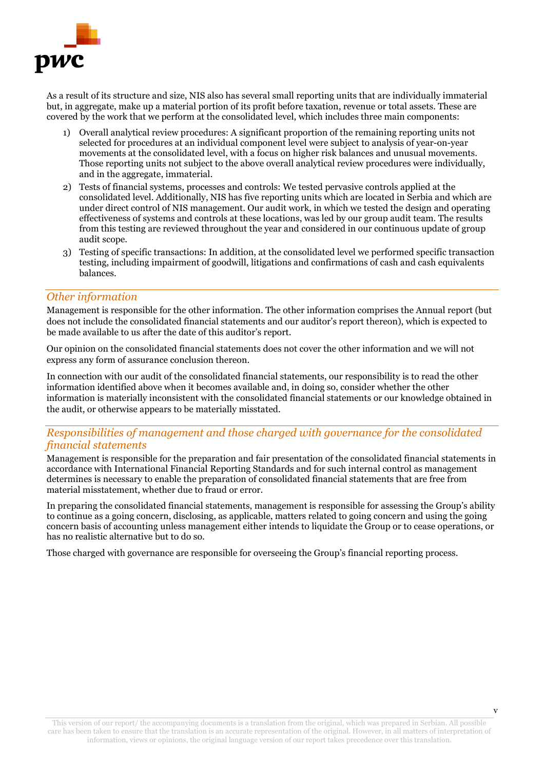As a result of its structure and size, NIS also has several small reporting units that are individually immaterial but, in aggregate, make up a material portion of its profit before taxation, revenue or total assets. These are covered by the work that we perform at the consolidated level, which includes three main components:

1) Overall analytical review procedures: A significant proportion of the remaining reporting units not selected for procedures at an individual component level were subject to analysis of year-on-year movements at the consolidated level, with a focus on higher risk balances and unusual movements. Those reporting units not subject to the above overall analytical review procedures were individually, and in the aggregate, immaterial.
2) Tests of financial systems, processes and controls: We tested pervasive controls applied at the consolidated level. Additionally, NIS has five reporting units which are located in Serbia and which are under direct control of NIS management. Our audit work, in which we tested the design and operating effectiveness of systems and controls at these locations, was led by our group audit team. The results from this testing are reviewed throughout the year and considered in our continuous update of group audit scope.
3) Testing of specific transactions: In addition, at the consolidated level we performed specific transaction testing, including impairment of goodwill, litigations and confirmations of cash and cash equivalents balances.

## *Other information*

Management is responsible for the other information. The other information comprises the Annual report (but does not include the consolidated financial statements and our auditor's report thereon), which is expected to be made available to us after the date of this auditor's report.

Our opinion on the consolidated financial statements does not cover the other information and we will not express any form of assurance conclusion thereon.

In connection with our audit of the consolidated financial statements, our responsibility is to read the other information identified above when it becomes available and, in doing so, consider whether the other information is materially inconsistent with the consolidated financial statements or our knowledge obtained in the audit, or otherwise appears to be materially misstated.

## *Responsibilities of management and those charged with governance for the consolidated financial statements*

Management is responsible for the preparation and fair presentation of the consolidated financial statements in accordance with International Financial Reporting Standards and for such internal control as management determines is necessary to enable the preparation of consolidated financial statements that are free from material misstatement, whether due to fraud or error.

In preparing the consolidated financial statements, management is responsible for assessing the Group's ability to continue as a going concern, disclosing, as applicable, matters related to going concern and using the going concern basis of accounting unless management either intends to liquidate the Group or to cease operations, or has no realistic alternative but to do so.

Those charged with governance are responsible for overseeing the Group's financial reporting process.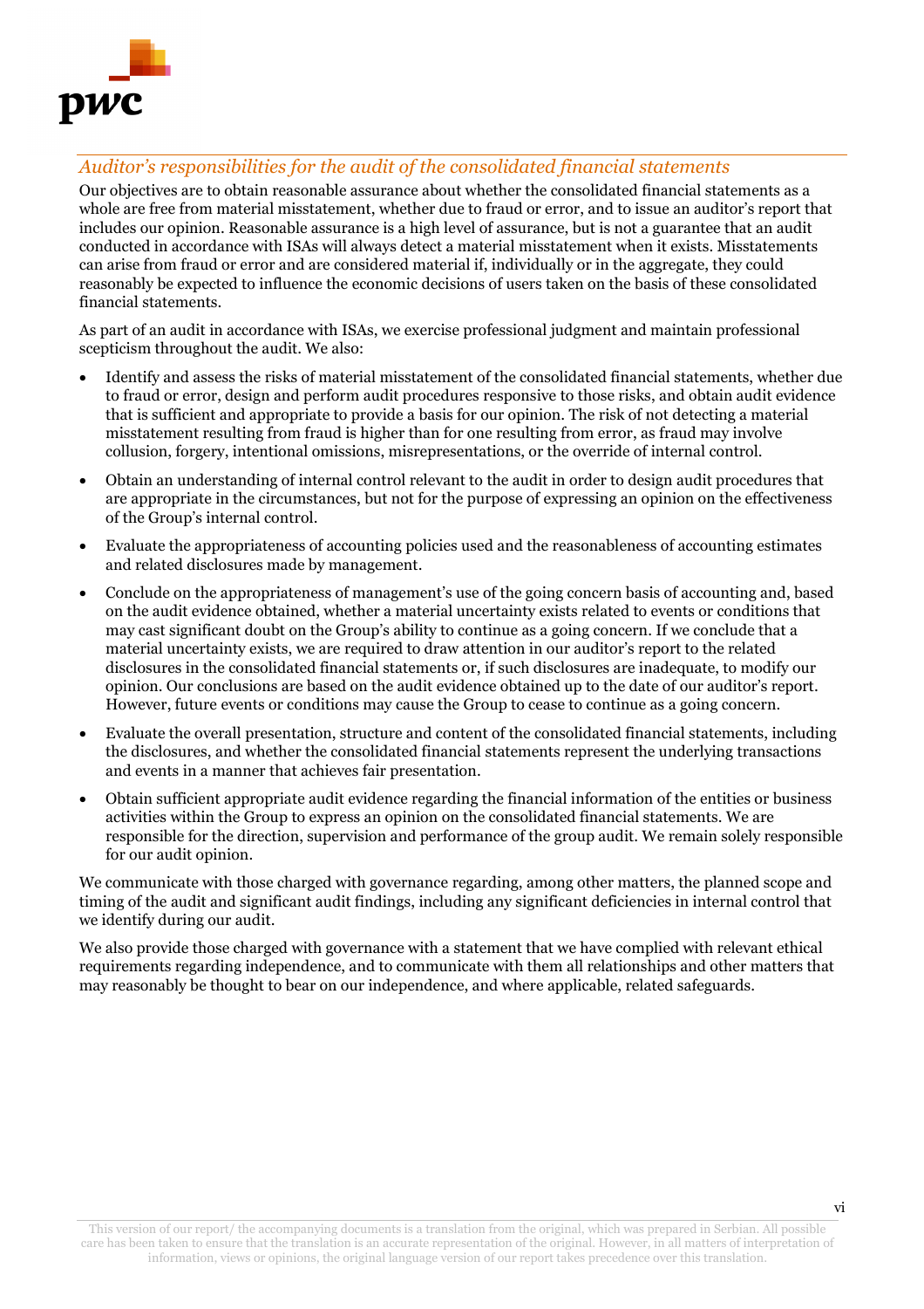## *Auditor's responsibilities for the audit of the consolidated financial statements*

Our objectives are to obtain reasonable assurance about whether the consolidated financial statements as a whole are free from material misstatement, whether due to fraud or error, and to issue an auditor's report that includes our opinion. Reasonable assurance is a high level of assurance, but is not a guarantee that an audit conducted in accordance with ISAs will always detect a material misstatement when it exists. Misstatements can arise from fraud or error and are considered material if, individually or in the aggregate, they could reasonably be expected to influence the economic decisions of users taken on the basis of these consolidated financial statements.

As part of an audit in accordance with ISAs, we exercise professional judgment and maintain professional scepticism throughout the audit. We also:

- Identify and assess the risks of material misstatement of the consolidated financial statements, whether due to fraud or error, design and perform audit procedures responsive to those risks, and obtain audit evidence that is sufficient and appropriate to provide a basis for our opinion. The risk of not detecting a material misstatement resulting from fraud is higher than for one resulting from error, as fraud may involve collusion, forgery, intentional omissions, misrepresentations, or the override of internal control.
- Obtain an understanding of internal control relevant to the audit in order to design audit procedures that are appropriate in the circumstances, but not for the purpose of expressing an opinion on the effectiveness of the Group's internal control.
- Evaluate the appropriateness of accounting policies used and the reasonableness of accounting estimates and related disclosures made by management.
- Conclude on the appropriateness of management's use of the going concern basis of accounting and, based on the audit evidence obtained, whether a material uncertainty exists related to events or conditions that may cast significant doubt on the Group's ability to continue as a going concern. If we conclude that a material uncertainty exists, we are required to draw attention in our auditor's report to the related disclosures in the consolidated financial statements or, if such disclosures are inadequate, to modify our opinion. Our conclusions are based on the audit evidence obtained up to the date of our auditor's report. However, future events or conditions may cause the Group to cease to continue as a going concern.
- Evaluate the overall presentation, structure and content of the consolidated financial statements, including the disclosures, and whether the consolidated financial statements represent the underlying transactions and events in a manner that achieves fair presentation.
- Obtain sufficient appropriate audit evidence regarding the financial information of the entities or business activities within the Group to express an opinion on the consolidated financial statements. We are responsible for the direction, supervision and performance of the group audit. We remain solely responsible for our audit opinion.

We communicate with those charged with governance regarding, among other matters, the planned scope and timing of the audit and significant audit findings, including any significant deficiencies in internal control that we identify during our audit.

We also provide those charged with governance with a statement that we have complied with relevant ethical requirements regarding independence, and to communicate with them all relationships and other matters that may reasonably be thought to bear on our independence, and where applicable, related safeguards.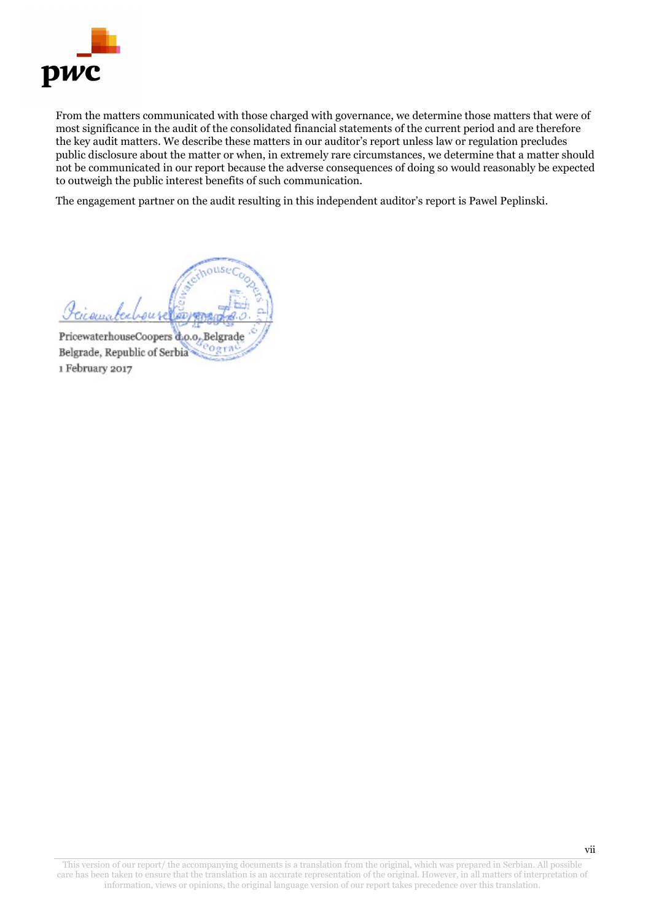From the matters communicated with those charged with governance, we determine those matters that were of most significance in the audit of the consolidated financial statements of the current period and are therefore the key audit matters. We describe these matters in our auditor's report unless law or regulation precludes public disclosure about the matter or when, in extremely rare circumstances, we determine that a matter should not be communicated in our report because the adverse consequences of doing so would reasonably be expected to outweigh the public interest benefits of such communication.

The engagement partner on the audit resulting in this independent auditor's report is Pawel Peplinski.

PricewaterhouseCoopers d.o.o, Belgrade
Belgrade, Republic of Serbia
1 February 2017

This version of our report/ the accompanying documents is a translation from the original, which was prepared in Serbian. All possible care has been taken to ensure that the translation is an accurate representation of the original. However, in all matters of interpretation of information, views or opinions, the original language version of our report takes precedence over this translation.